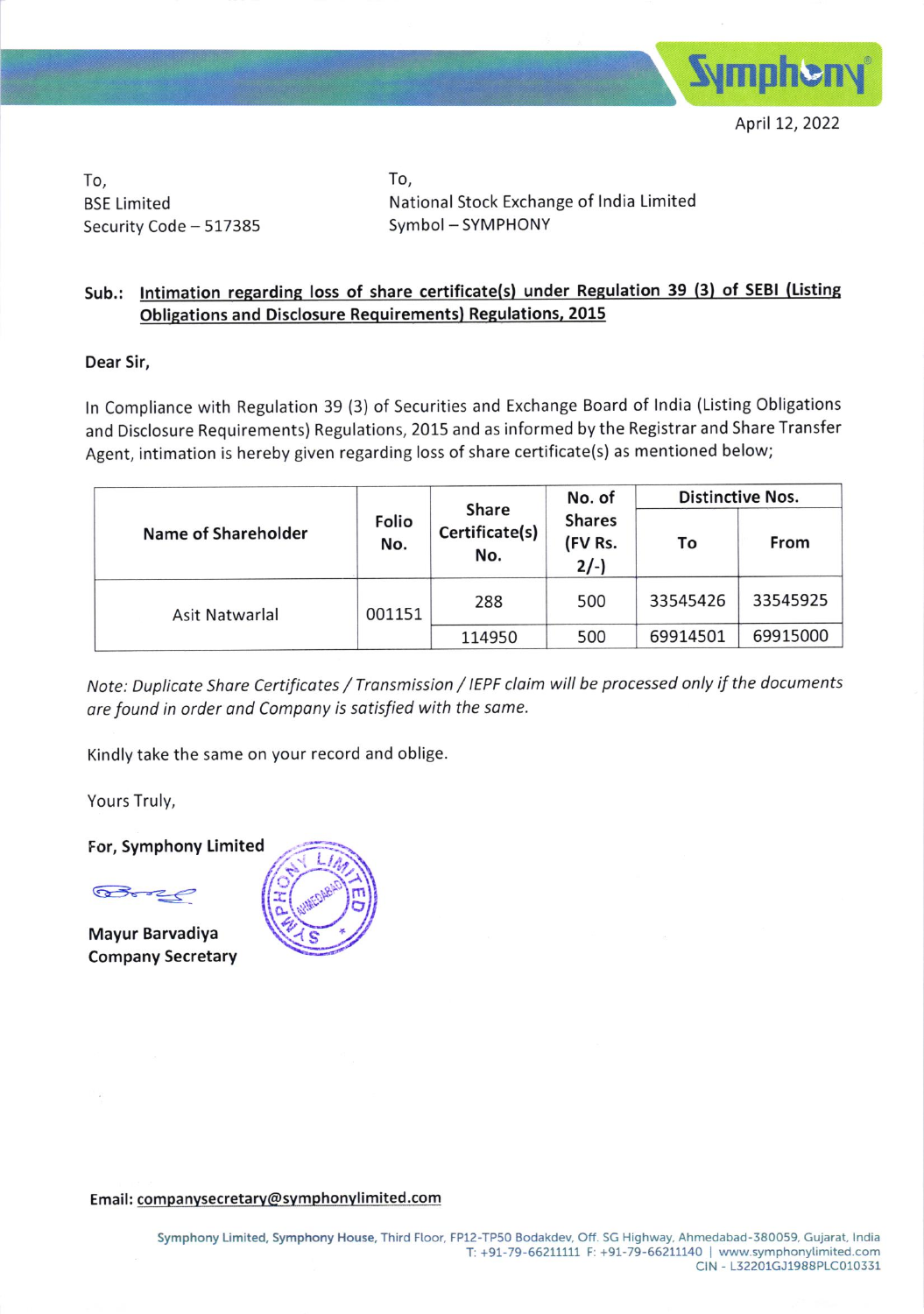April 12, 2022

To,
BSE Limited
Security Code – 517385

To,
National Stock Exchange of India Limited
Symbol – SYMPHONY

**Sub.: Intimation regarding loss of share certificate(s) under Regulation 39 (3) of SEBI (Listing Obligations and Disclosure Requirements) Regulations, 2015**

**Dear Sir,**

In Compliance with Regulation 39 (3) of Securities and Exchange Board of India (Listing Obligations and Disclosure Requirements) Regulations, 2015 and as informed by the Registrar and Share Transfer Agent, intimation is hereby given regarding loss of share certificate(s) as mentioned below;

| Name of Shareholder | Folio No. | Share Certificate(s) No. | No. of Shares (FV Rs. 2/-) | Distinctive Nos. | |
|---|---|---|---|---|---|
| | | | | To | From |
| Asit Natwarlal | 001151 | 288 | 500 | 33545426 | 33545925 |
| | | 114950 | 500 | 69914501 | 69915000 |

*Note: Duplicate Share Certificates / Transmission / IEPF claim will be processed only if the documents are found in order and Company is satisfied with the same.*

Kindly take the same on your record and oblige.

Yours Truly,

**For, Symphony Limited**

**Mayur Barvadiya**
**Company Secretary**

**Email: companysecretary@symphonylimited.com**

Symphony Limited, Symphony House, Third Floor, FP12-TP50 Bodakdev, Off. SG Highway, Ahmedabad-380059, Gujarat, India
T: +91-79-66211111 F: +91-79-66211140 | www.symphonylimited.com
CIN - L32201GJ1988PLC010331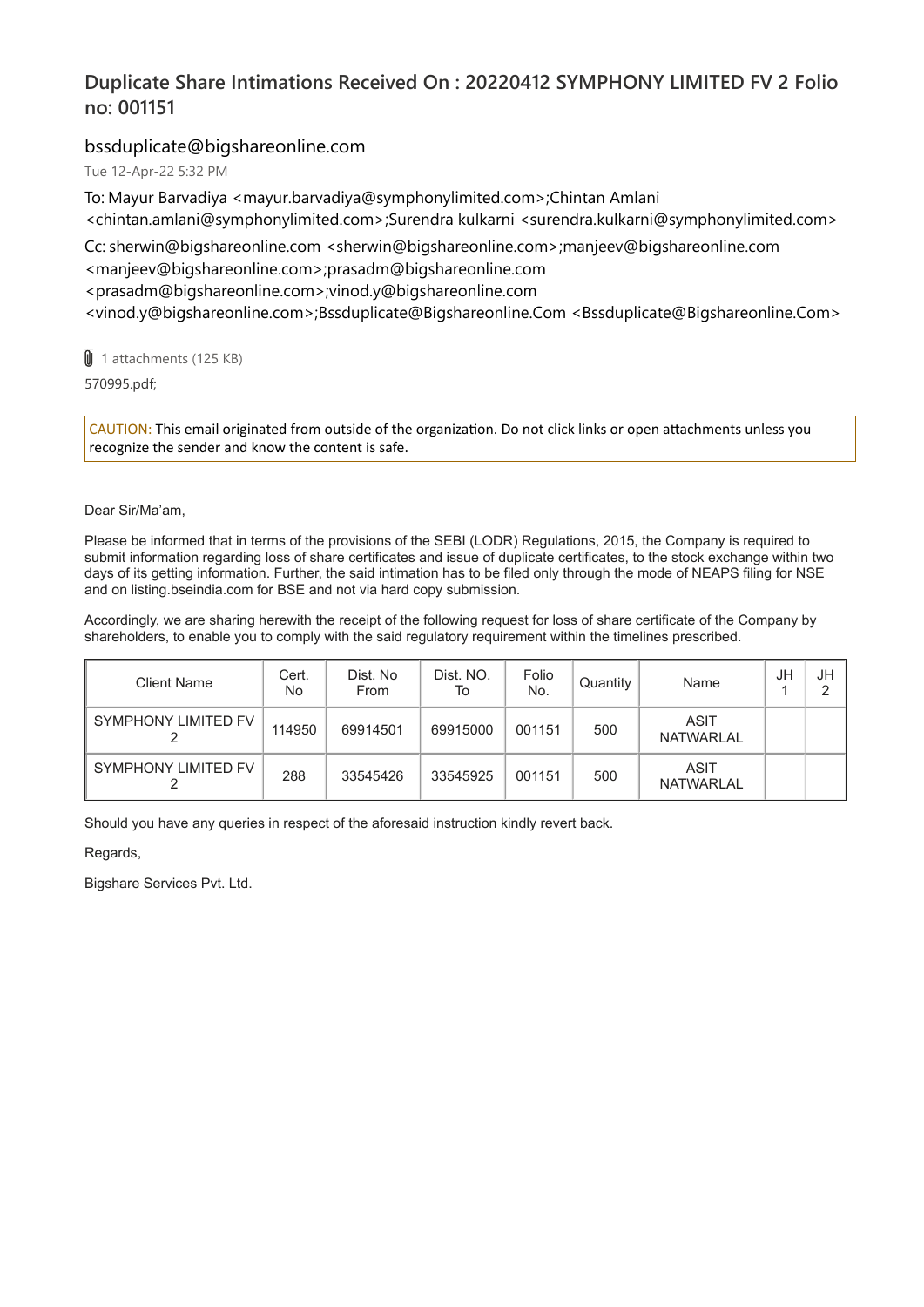# Duplicate Share Intimations Received On : 20220412 SYMPHONY LIMITED FV 2 Folio no: 001151

bssduplicate@bigshareonline.com

Tue 12-Apr-22 5:32 PM

To: Mayur Barvadiya <mayur.barvadiya@symphonylimited.com>;Chintan Amlani <chintan.amlani@symphonylimited.com>;Surendra kulkarni <surendra.kulkarni@symphonylimited.com>

Cc: sherwin@bigshareonline.com <sherwin@bigshareonline.com>;manjeev@bigshareonline.com <manjeev@bigshareonline.com>;prasadm@bigshareonline.com <prasadm@bigshareonline.com>;vinod.y@bigshareonline.com <vinod.y@bigshareonline.com>;Bssduplicate@Bigshareonline.Com <Bssduplicate@Bigshareonline.Com>

1 attachments (125 KB)

570995.pdf;

CAUTION: This email originated from outside of the organization. Do not click links or open attachments unless you recognize the sender and know the content is safe.

Dear Sir/Ma'am,

Please be informed that in terms of the provisions of the SEBI (LODR) Regulations, 2015, the Company is required to submit information regarding loss of share certificates and issue of duplicate certificates, to the stock exchange within two days of its getting information. Further, the said intimation has to be filed only through the mode of NEAPS filing for NSE and on listing.bseindia.com for BSE and not via hard copy submission.

Accordingly, we are sharing herewith the receipt of the following request for loss of share certificate of the Company by shareholders, to enable you to comply with the said regulatory requirement within the timelines prescribed.

| Client Name | Cert. No | Dist. No From | Dist. NO. To | Folio No. | Quantity | Name | JH 1 | JH 2 |
|---|---|---|---|---|---|---|---|---|
| SYMPHONY LIMITED FV 2 | 114950 | 69914501 | 69915000 | 001151 | 500 | ASIT NATWARLAL | | |
| SYMPHONY LIMITED FV 2 | 288 | 33545426 | 33545925 | 001151 | 500 | ASIT NATWARLAL | | |

Should you have any queries in respect of the aforesaid instruction kindly revert back.

Regards,

Bigshare Services Pvt. Ltd.